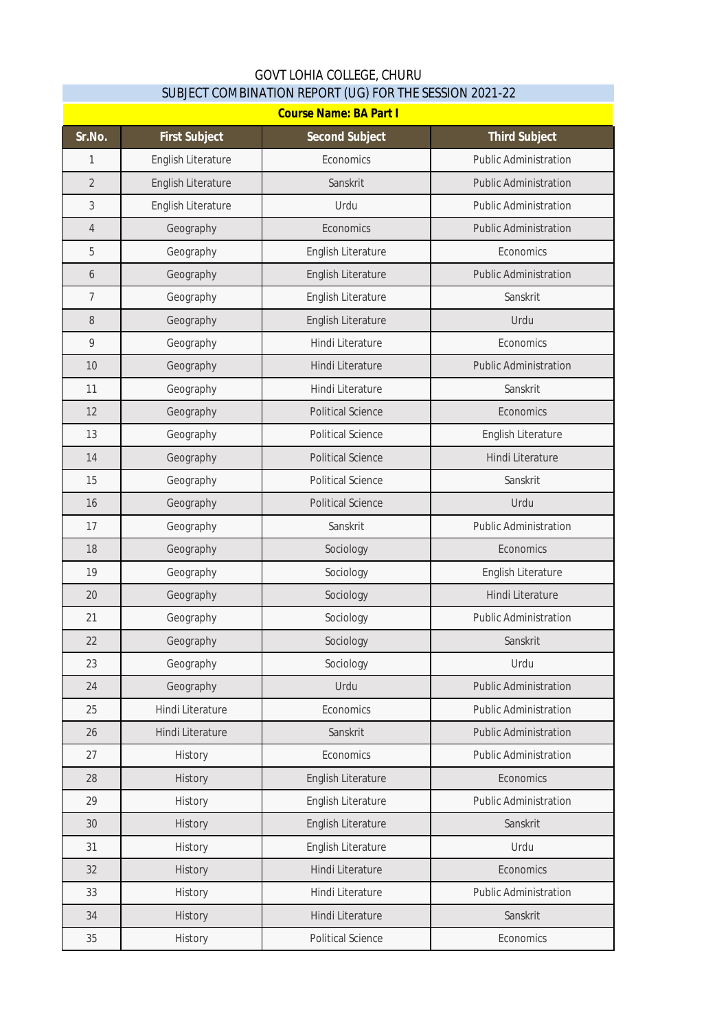# GOVT LOHIA COLLEGE, CHURU

## SUBJECT COMBINATION REPORT (UG) FOR THE SESSION 2021-22

**Course Name: BA Part I**

| Sr.No. | First Subject | Second Subject | Third Subject |
|---|---|---|---|
| 1 | English Literature | Economics | Public Administration |
| 2 | English Literature | Sanskrit | Public Administration |
| 3 | English Literature | Urdu | Public Administration |
| 4 | Geography | Economics | Public Administration |
| 5 | Geography | English Literature | Economics |
| 6 | Geography | English Literature | Public Administration |
| 7 | Geography | English Literature | Sanskrit |
| 8 | Geography | English Literature | Urdu |
| 9 | Geography | Hindi Literature | Economics |
| 10 | Geography | Hindi Literature | Public Administration |
| 11 | Geography | Hindi Literature | Sanskrit |
| 12 | Geography | Political Science | Economics |
| 13 | Geography | Political Science | English Literature |
| 14 | Geography | Political Science | Hindi Literature |
| 15 | Geography | Political Science | Sanskrit |
| 16 | Geography | Political Science | Urdu |
| 17 | Geography | Sanskrit | Public Administration |
| 18 | Geography | Sociology | Economics |
| 19 | Geography | Sociology | English Literature |
| 20 | Geography | Sociology | Hindi Literature |
| 21 | Geography | Sociology | Public Administration |
| 22 | Geography | Sociology | Sanskrit |
| 23 | Geography | Sociology | Urdu |
| 24 | Geography | Urdu | Public Administration |
| 25 | Hindi Literature | Economics | Public Administration |
| 26 | Hindi Literature | Sanskrit | Public Administration |
| 27 | History | Economics | Public Administration |
| 28 | History | English Literature | Economics |
| 29 | History | English Literature | Public Administration |
| 30 | History | English Literature | Sanskrit |
| 31 | History | English Literature | Urdu |
| 32 | History | Hindi Literature | Economics |
| 33 | History | Hindi Literature | Public Administration |
| 34 | History | Hindi Literature | Sanskrit |
| 35 | History | Political Science | Economics |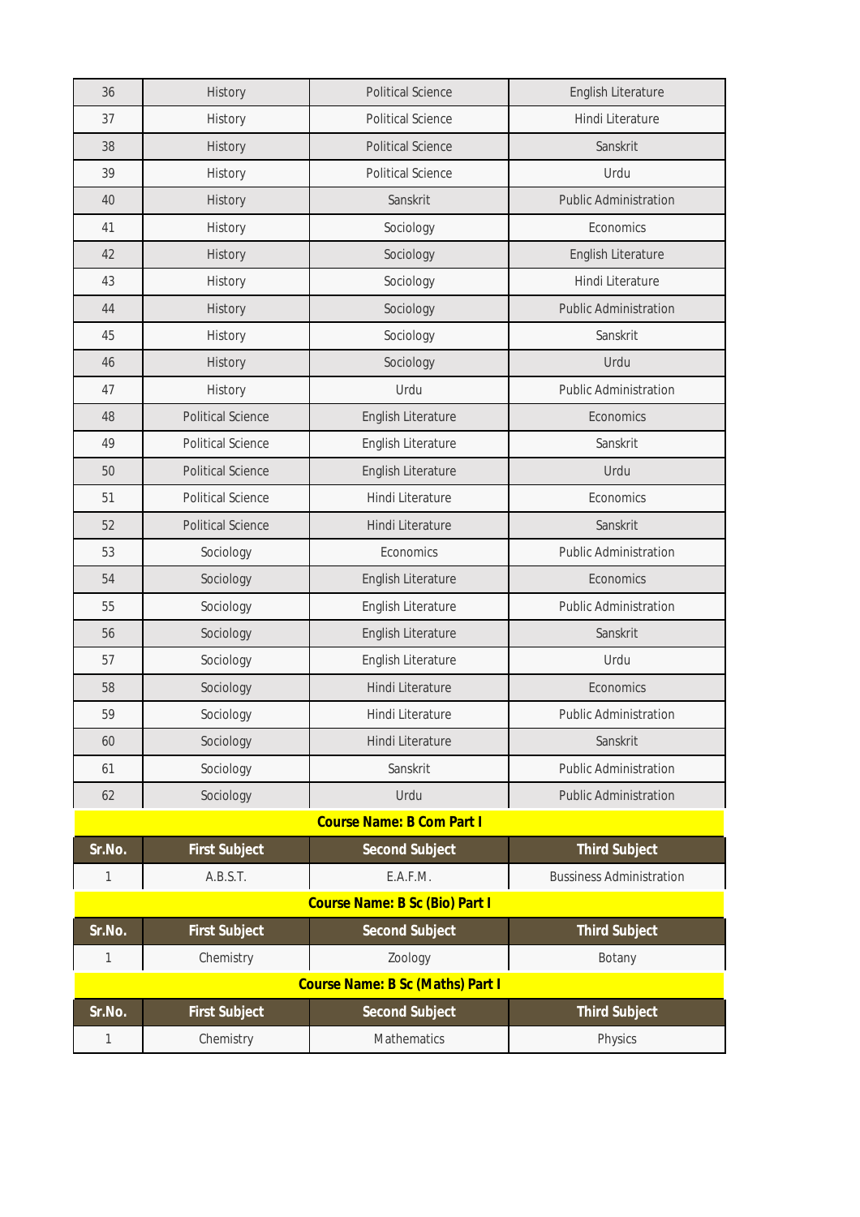| | | | |
|---|---|---|---|
| 36 | History | Political Science | English Literature |
| 37 | History | Political Science | Hindi Literature |
| 38 | History | Political Science | Sanskrit |
| 39 | History | Political Science | Urdu |
| 40 | History | Sanskrit | Public Administration |
| 41 | History | Sociology | Economics |
| 42 | History | Sociology | English Literature |
| 43 | History | Sociology | Hindi Literature |
| 44 | History | Sociology | Public Administration |
| 45 | History | Sociology | Sanskrit |
| 46 | History | Sociology | Urdu |
| 47 | History | Urdu | Public Administration |
| 48 | Political Science | English Literature | Economics |
| 49 | Political Science | English Literature | Sanskrit |
| 50 | Political Science | English Literature | Urdu |
| 51 | Political Science | Hindi Literature | Economics |
| 52 | Political Science | Hindi Literature | Sanskrit |
| 53 | Sociology | Economics | Public Administration |
| 54 | Sociology | English Literature | Economics |
| 55 | Sociology | English Literature | Public Administration |
| 56 | Sociology | English Literature | Sanskrit |
| 57 | Sociology | English Literature | Urdu |
| 58 | Sociology | Hindi Literature | Economics |
| 59 | Sociology | Hindi Literature | Public Administration |
| 60 | Sociology | Hindi Literature | Sanskrit |
| 61 | Sociology | Sanskrit | Public Administration |
| 62 | Sociology | Urdu | Public Administration |

**Course Name: B Com Part I**

| Sr.No. | First Subject | Second Subject | Third Subject |
|---|---|---|---|
| 1 | A.B.S.T. | E.A.F.M. | Bussiness Administration |

**Course Name: B Sc (Bio) Part I**

| Sr.No. | First Subject | Second Subject | Third Subject |
|---|---|---|---|
| 1 | Chemistry | Zoology | Botany |

**Course Name: B Sc (Maths) Part I**

| Sr.No. | First Subject | Second Subject | Third Subject |
|---|---|---|---|
| 1 | Chemistry | Mathematics | Physics |